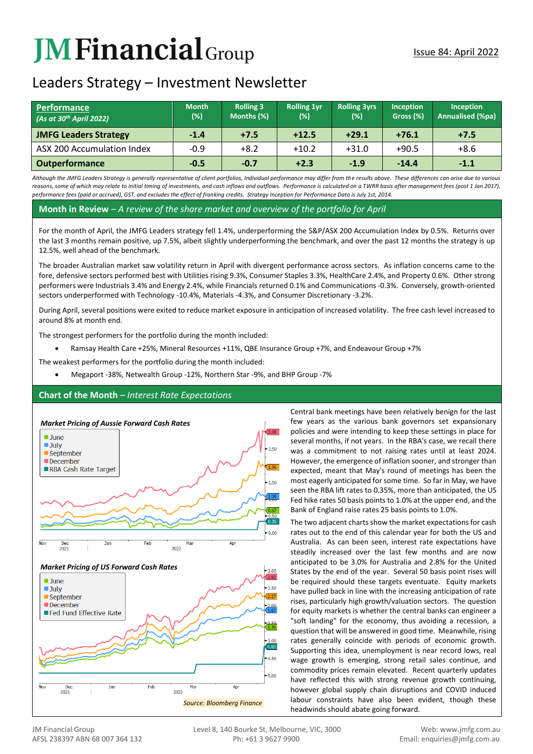# JM Financial Group

Issue 84: April 2022

## Leaders Strategy – Investment Newsletter

| Performance *(As at 30th April 2022)* | Month (%) | Rolling 3 Months (%) | Rolling 1yr (%) | Rolling 3yrs (%) | Inception Gross (%) | Inception Annualised (%pa) |
|---|---|---|---|---|---|---|
| **JMFG Leaders Strategy** | **-1.4** | **+7.5** | **+12.5** | **+29.1** | **+76.1** | **+7.5** |
| ASX 200 Accumulation Index | -0.9 | +8.2 | +10.2 | +31.0 | +90.5 | +8.6 |
| **Outperformance** | **-0.5** | **-0.7** | **+2.3** | **-1.9** | **-14.4** | **-1.1** |

*Although the JMFG Leaders Strategy is generally representative of client portfolios, Individual performance may differ from the results above. These differences can arise due to various reasons, some of which may relate to initial timing of investments, and cash inflows and outflows. Performance is calculated on a TWRR basis after management fees (post 1 Jan 2017), performance fees (paid or accrued), GST, and excludes the effect of franking credits. Strategy Inception for Performance Data is July 1st, 2014.*

## Month in Review – *A review of the share market and overview of the portfolio for April*

For the month of April, the JMFG Leaders strategy fell 1.4%, underperforming the S&P/ASX 200 Accumulation Index by 0.5%. Returns over the last 3 months remain positive, up 7.5%, albeit slightly underperforming the benchmark, and over the past 12 months the strategy is up 12.5%, well ahead of the benchmark.

The broader Australian market saw volatility return in April with divergent performance across sectors. As inflation concerns came to the fore, defensive sectors performed best with Utilities rising 9.3%, Consumer Staples 3.3%, HealthCare 2.4%, and Property 0.6%. Other strong performers were Industrials 3.4% and Energy 2.4%, while Financials returned 0.1% and Communications -0.3%. Conversely, growth-oriented sectors underperformed with Technology -10.4%, Materials -4.3%, and Consumer Discretionary -3.2%.

During April, several positions were exited to reduce market exposure in anticipation of increased volatility. The free cash level increased to around 8% at month end.

The strongest performers for the portfolio during the month included:

- Ramsay Health Care +25%, Mineral Resources +11%, QBE Insurance Group +7%, and Endeavour Group +7%

The weakest performers for the portfolio during the month included:

- Megaport -38%, Netwealth Group -12%, Northern Star -9%, and BHP Group -7%

## Chart of the Month – *Interest Rate Expectations*

***Market Pricing of Aussie Forward Cash Rates***

***Market Pricing of US Forward Cash Rates***

*Source: Bloomberg Finance*

Central bank meetings have been relatively benign for the last few years as the various bank governors set expansionary policies and were intending to keep these settings in place for several months, if not years. In the RBA's case, we recall there was a commitment to not raising rates until at least 2024. However, the emergence of inflation sooner, and stronger than expected, meant that May's round of meetings has been the most eagerly anticipated for some time. So far in May, we have seen the RBA lift rates to 0.35%, more than anticipated, the US Fed hike rates 50 basis points to 1.0% at the upper end, and the Bank of England raise rates 25 basis points to 1.0%.

The two adjacent charts show the market expectations for cash rates out to the end of this calendar year for both the US and Australia. As can been seen, interest rate expectations have steadily increased over the last few months and are now anticipated to be 3.0% for Australia and 2.8% for the United States by the end of the year. Several 50 basis point rises will be required should these targets eventuate. Equity markets have pulled back in line with the increasing anticipation of rate rises, particularly high growth/valuation sectors. The question for equity markets is whether the central banks can engineer a "soft landing" for the economy, thus avoiding a recession, a question that will be answered in good time. Meanwhile, rising rates generally coincide with periods of economic growth. Supporting this idea, unemployment is near record lows, real wage growth is emerging, strong retail sales continue, and commodity prices remain elevated. Recent quarterly updates have reflected this with strong revenue growth continuing, however global supply chain disruptions and COVID induced labour constraints have also been evident, though these headwinds should abate going forward.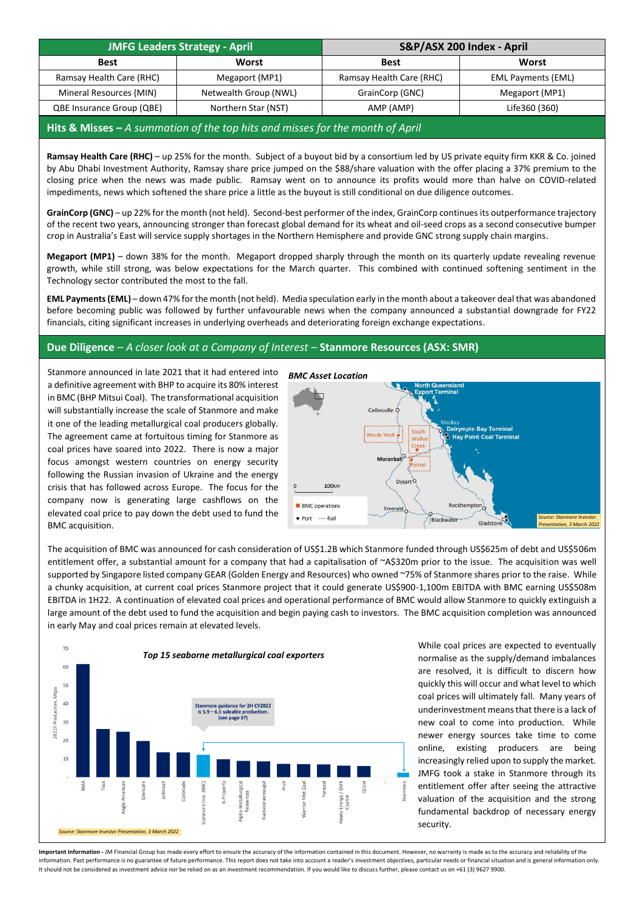| JMFG Leaders Strategy - April | | S&P/ASX 200 Index - April | |
|---|---|---|---|
| **Best** | **Worst** | **Best** | **Worst** |
| Ramsay Health Care (RHC) | Megaport (MP1) | Ramsay Health Care (RHC) | EML Payments (EML) |
| Mineral Resources (MIN) | Netwealth Group (NWL) | GrainCorp (GNC) | Megaport (MP1) |
| QBE Insurance Group (QBE) | Northern Star (NST) | AMP (AMP) | Life360 (360) |

## Hits & Misses – *A summation of the top hits and misses for the month of April*

**Ramsay Health Care (RHC)** – up 25% for the month. Subject of a buyout bid by a consortium led by US private equity firm KKR & Co. joined by Abu Dhabi Investment Authority, Ramsay share price jumped on the $88/share valuation with the offer placing a 37% premium to the closing price when the news was made public. Ramsay went on to announce its profits would more than halve on COVID-related impediments, news which softened the share price a little as the buyout is still conditional on due diligence outcomes.

**GrainCorp (GNC)** – up 22% for the month (not held). Second-best performer of the index, GrainCorp continues its outperformance trajectory of the recent two years, announcing stronger than forecast global demand for its wheat and oil-seed crops as a second consecutive bumper crop in Australia's East will service supply shortages in the Northern Hemisphere and provide GNC strong supply chain margins.

**Megaport (MP1)** – down 38% for the month. Megaport dropped sharply through the month on its quarterly update revealing revenue growth, while still strong, was below expectations for the March quarter. This combined with continued softening sentiment in the Technology sector contributed the most to the fall.

**EML Payments (EML)** – down 47% for the month (not held). Media speculation early in the month about a takeover deal that was abandoned before becoming public was followed by further unfavourable news when the company announced a substantial downgrade for FY22 financials, citing significant increases in underlying overheads and deteriorating foreign exchange expectations.

## Due Diligence – *A closer look at a Company of Interest* – Stanmore Resources (ASX: SMR)

Stanmore announced in late 2021 that it had entered into a definitive agreement with BHP to acquire its 80% interest in BMC (BHP Mitsui Coal). The transformational acquisition will substantially increase the scale of Stanmore and make it one of the leading metallurgical coal producers globally. The agreement came at fortuitous timing for Stanmore as coal prices have soared into 2022. There is now a major focus amongst western countries on energy security following the Russian invasion of Ukraine and the energy crisis that has followed across Europe. The focus for the company now is generating large cashflows on the elevated coal price to pay down the debt used to fund the BMC acquisition.

***BMC Asset Location***

North Queensland Export Terminal
Collinsville
Mackay
Dalrymple Bay Terminal
Hay Point Coal Terminal
Wards Well
South Walker Creek
Moranbah
Poitrel
Dysart
Rockhampton
Emerald
Blackwater
Gladstone
0 100km
BMC operations
Port
Rail

*Source: Stanmore Investor Presentation, 3 March 2022*

The acquisition of BMC was announced for cash consideration of US$1.2B which Stanmore funded through US$625m of debt and US$506m entitlement offer, a substantial amount for a company that had a capitalisation of ~A$320m prior to the issue. The acquisition was well supported by Singapore listed company GEAR (Golden Energy and Resources) who owned ~75% of Stanmore shares prior to the raise. While a chunky acquisition, at current coal prices Stanmore project that it could generate US$900-1,100m EBITDA with BMC earning US$508m EBITDA in 1H22. A continuation of elevated coal prices and operational performance of BMC would allow Stanmore to quickly extinguish a large amount of the debt used to fund the acquisition and begin paying cash to investors. The BMC acquisition completion was announced in early May and coal prices remain at elevated levels.

***Top 15 seaborne metallurgical coal exporters***

2022F Production, Mtpa
70
60
50
40
30
20
10
Stanmore guidance for 2H CY2022 is 5.9 – 6.5 saleable production. (see page 37)
BMA
Teck
Anglo American
Glencore
Jellinbah
Coronado
Stanmore (inc. BMC)
A-Property
Alpha Metallurgical Resources
Kuzbassrazrezugol
Arch
Warrior Met Coal
Yancoal
Adaro Energy / EMR Capital
QCoal
Stanmore

*Source: Stanmore Investor Presentation, 3 March 2022*

While coal prices are expected to eventually normalise as the supply/demand imbalances are resolved, it is difficult to discern how quickly this will occur and what level to which coal prices will ultimately fall. Many years of underinvestment means that there is a lack of new coal to come into production. While newer energy sources take time to come online, existing producers are being increasingly relied upon to supply the market. JMFG took a stake in Stanmore through its entitlement offer after seeing the attractive valuation of the acquisition and the strong fundamental backdrop of necessary energy security.

**Important Information -** JM Financial Group has made every effort to ensure the accuracy of the information contained in this document. However, no warranty is made as to the accuracy and reliability of the information. Past performance is no guarantee of future performance. This report does not take into account a reader's investment objectives, particular needs or financial situation and is general information only. It should not be considered as investment advice nor be relied on as an investment recommendation. If you would like to discuss further, please contact us on +61 (3) 9627 9900.